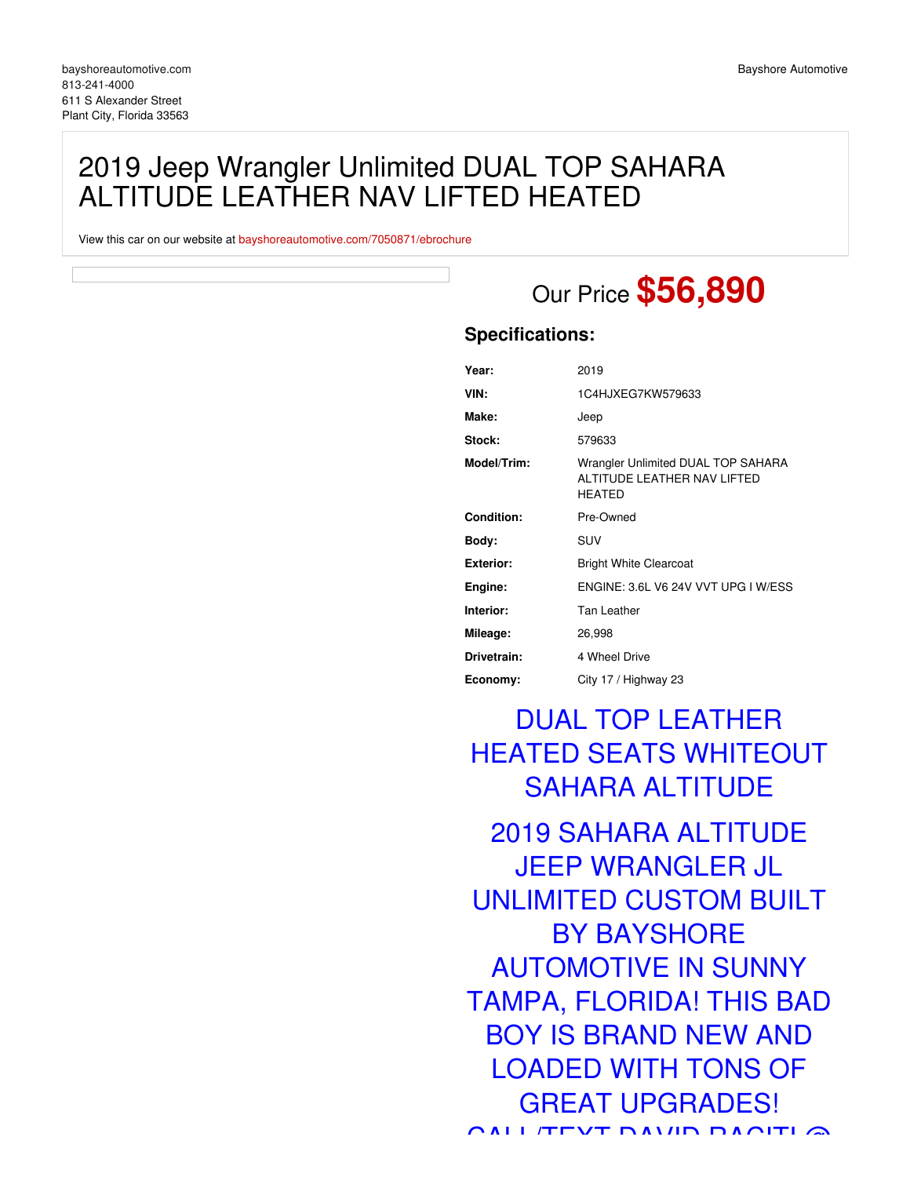bayshoreautomotive.com
813-241-4000
611 S Alexander Street
Plant City, Florida 33563

Bayshore Automotive

# 2019 Jeep Wrangler Unlimited DUAL TOP SAHARA ALTITUDE LEATHER NAV LIFTED HEATED

View this car on our website at bayshoreautomotive.com/7050871/ebrochure

Our Price **$56,890**

## Specifications:

| | |
|---|---|
| **Year:** | 2019 |
| **VIN:** | 1C4HJXEG7KW579633 |
| **Make:** | Jeep |
| **Stock:** | 579633 |
| **Model/Trim:** | Wrangler Unlimited DUAL TOP SAHARA ALTITUDE LEATHER NAV LIFTED HEATED |
| **Condition:** | Pre-Owned |
| **Body:** | SUV |
| **Exterior:** | Bright White Clearcoat |
| **Engine:** | ENGINE: 3.6L V6 24V VVT UPG I W/ESS |
| **Interior:** | Tan Leather |
| **Mileage:** | 26,998 |
| **Drivetrain:** | 4 Wheel Drive |
| **Economy:** | City 17 / Highway 23 |

DUAL TOP LEATHER HEATED SEATS WHITEOUT SAHARA ALTITUDE

2019 SAHARA ALTITUDE JEEP WRANGLER JL UNLIMITED CUSTOM BUILT BY BAYSHORE AUTOMOTIVE IN SUNNY TAMPA, FLORIDA! THIS BAD BOY IS BRAND NEW AND LOADED WITH TONS OF GREAT UPGRADES!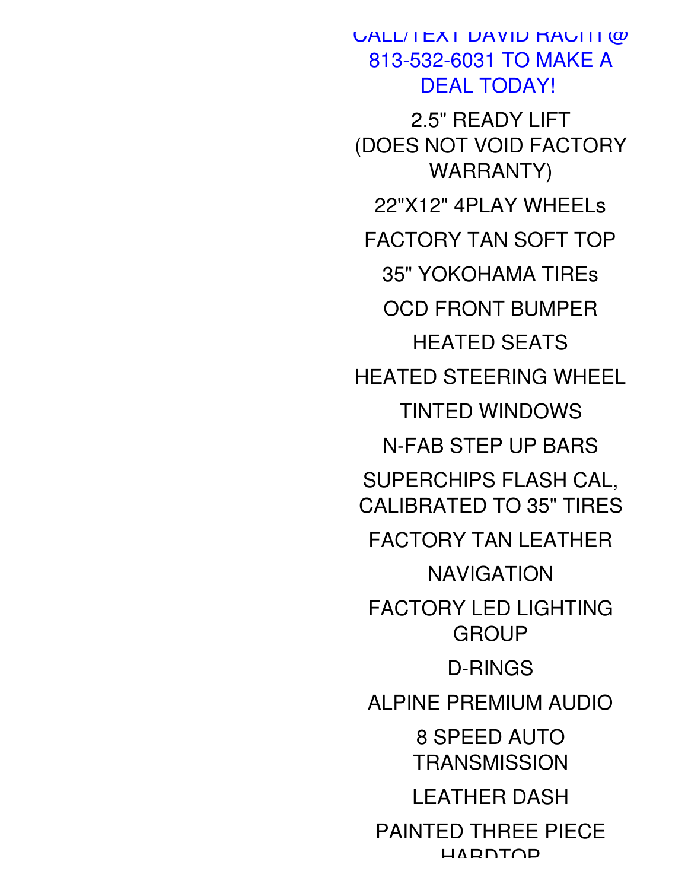CALL/TEXT DAVID RACHT @ 813-532-6031 TO MAKE A DEAL TODAY!

2.5" READY LIFT (DOES NOT VOID FACTORY WARRANTY)

22"X12" 4PLAY WHEELs

FACTORY TAN SOFT TOP

35" YOKOHAMA TIREs

OCD FRONT BUMPER

HEATED SEATS

HEATED STEERING WHEEL

TINTED WINDOWS

N-FAB STEP UP BARS

SUPERCHIPS FLASH CAL, CALIBRATED TO 35" TIRES

FACTORY TAN LEATHER

NAVIGATION

FACTORY LED LIGHTING GROUP

D-RINGS

ALPINE PREMIUM AUDIO

8 SPEED AUTO TRANSMISSION

LEATHER DASH

PAINTED THREE PIECE HARDTOP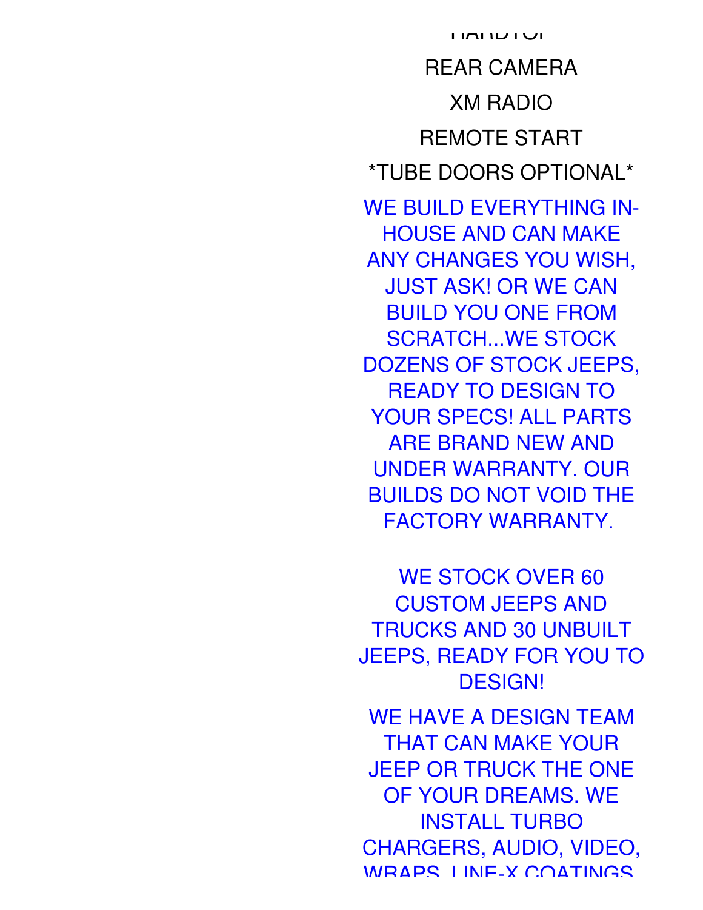HARDTOP

REAR CAMERA

XM RADIO

REMOTE START

*TUBE DOORS OPTIONAL*

WE BUILD EVERYTHING IN-HOUSE AND CAN MAKE ANY CHANGES YOU WISH, JUST ASK! OR WE CAN BUILD YOU ONE FROM SCRATCH...WE STOCK DOZENS OF STOCK JEEPS, READY TO DESIGN TO YOUR SPECS! ALL PARTS ARE BRAND NEW AND UNDER WARRANTY. OUR BUILDS DO NOT VOID THE FACTORY WARRANTY.

WE STOCK OVER 60 CUSTOM JEEPS AND TRUCKS AND 30 UNBUILT JEEPS, READY FOR YOU TO DESIGN!

WE HAVE A DESIGN TEAM THAT CAN MAKE YOUR JEEP OR TRUCK THE ONE OF YOUR DREAMS. WE INSTALL TURBO CHARGERS, AUDIO, VIDEO, WRAPS, LINE-X COATINGS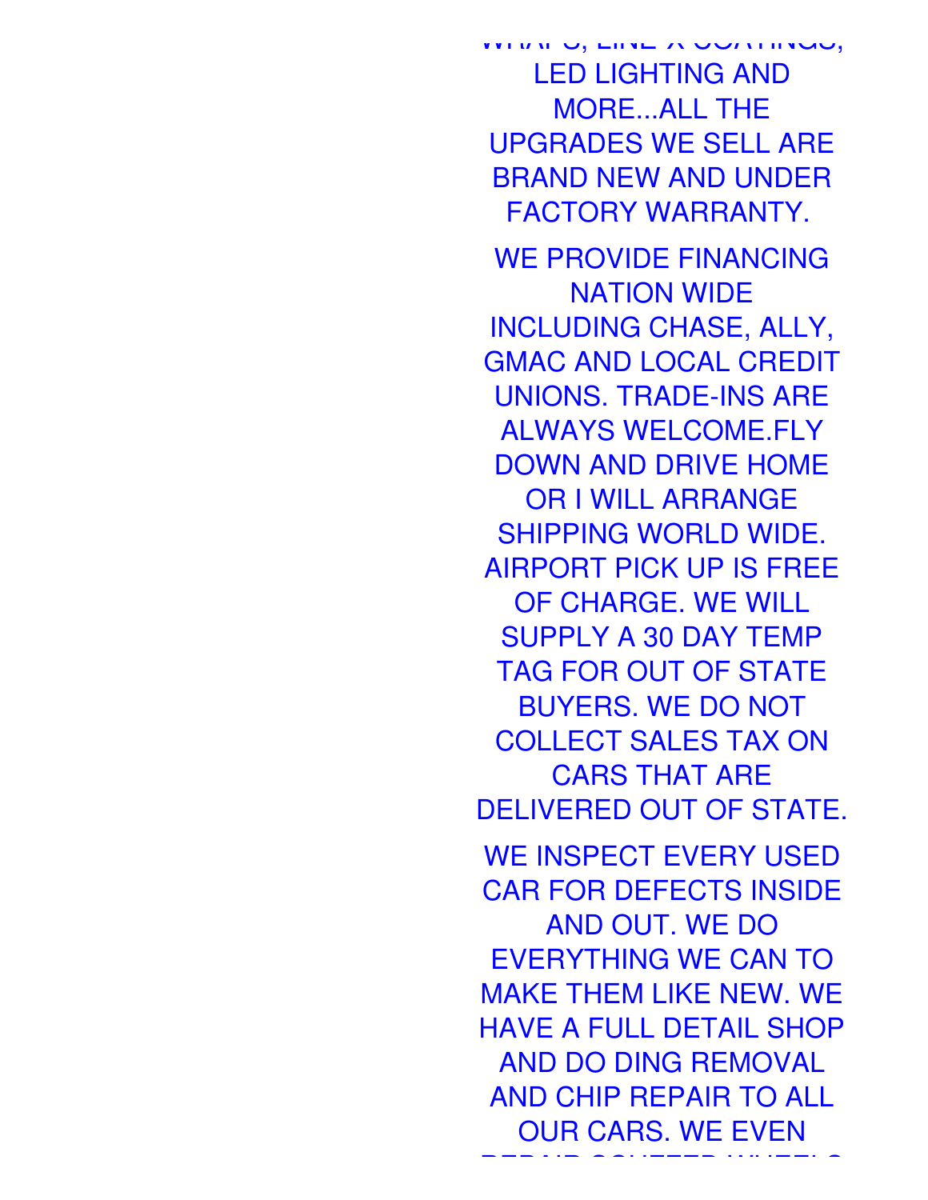WRAPS, LINE X COATINGS, LED LIGHTING AND MORE...ALL THE UPGRADES WE SELL ARE BRAND NEW AND UNDER FACTORY WARRANTY.

WE PROVIDE FINANCING NATION WIDE INCLUDING CHASE, ALLY, GMAC AND LOCAL CREDIT UNIONS. TRADE-INS ARE ALWAYS WELCOME.FLY DOWN AND DRIVE HOME OR I WILL ARRANGE SHIPPING WORLD WIDE. AIRPORT PICK UP IS FREE OF CHARGE. WE WILL SUPPLY A 30 DAY TEMP TAG FOR OUT OF STATE BUYERS. WE DO NOT COLLECT SALES TAX ON CARS THAT ARE DELIVERED OUT OF STATE.

WE INSPECT EVERY USED CAR FOR DEFECTS INSIDE AND OUT. WE DO EVERYTHING WE CAN TO MAKE THEM LIKE NEW. WE HAVE A FULL DETAIL SHOP AND DO DING REMOVAL AND CHIP REPAIR TO ALL OUR CARS. WE EVEN REPAIR SCUFFED WHEELS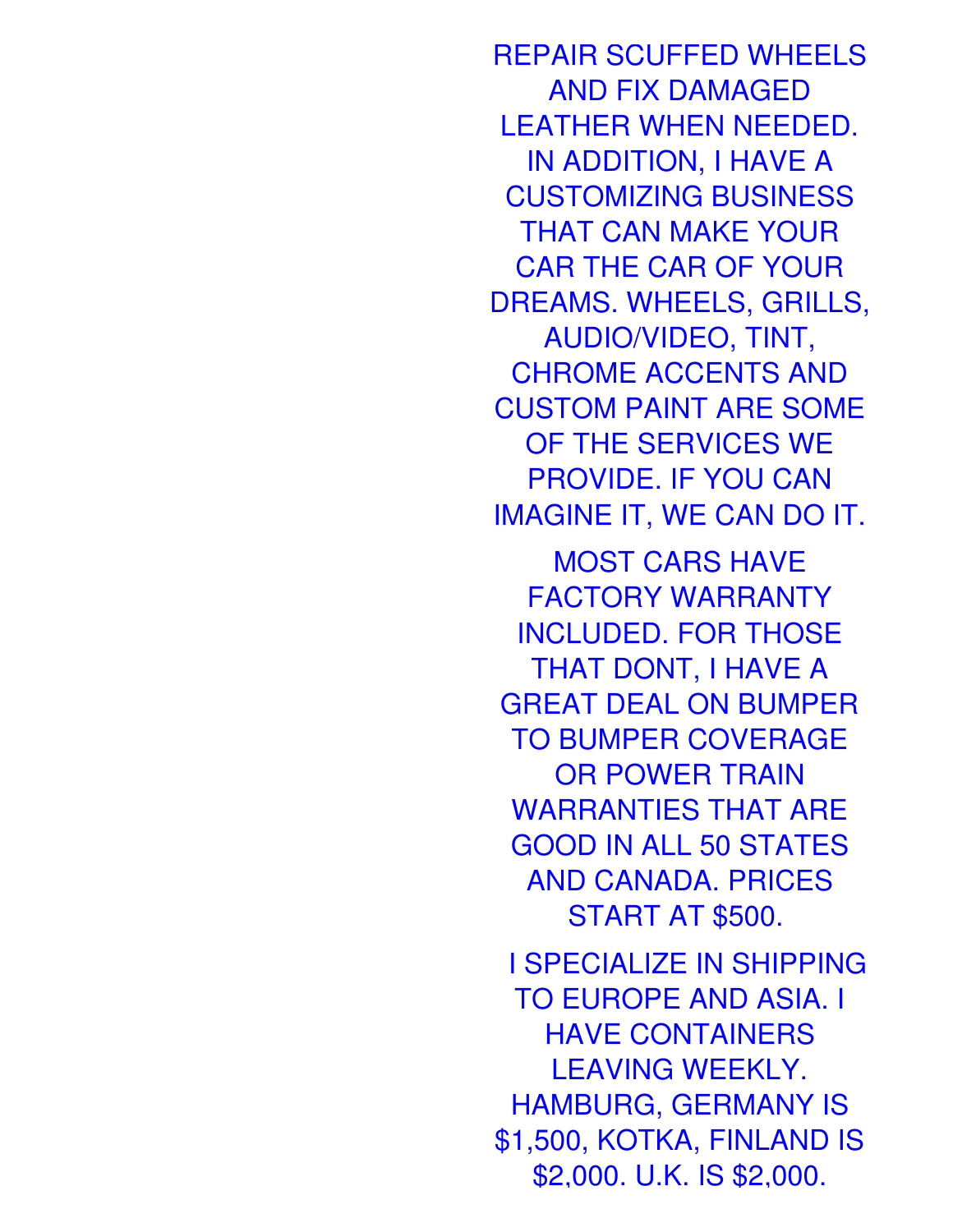REPAIR SCUFFED WHEELS AND FIX DAMAGED LEATHER WHEN NEEDED. IN ADDITION, I HAVE A CUSTOMIZING BUSINESS THAT CAN MAKE YOUR CAR THE CAR OF YOUR DREAMS. WHEELS, GRILLS, AUDIO/VIDEO, TINT, CHROME ACCENTS AND CUSTOM PAINT ARE SOME OF THE SERVICES WE PROVIDE. IF YOU CAN IMAGINE IT, WE CAN DO IT.

MOST CARS HAVE FACTORY WARRANTY INCLUDED. FOR THOSE THAT DONT, I HAVE A GREAT DEAL ON BUMPER TO BUMPER COVERAGE OR POWER TRAIN WARRANTIES THAT ARE GOOD IN ALL 50 STATES AND CANADA. PRICES START AT $500.

I SPECIALIZE IN SHIPPING TO EUROPE AND ASIA. I HAVE CONTAINERS LEAVING WEEKLY. HAMBURG, GERMANY IS $1,500, KOTKA, FINLAND IS $2,000. U.K. IS $2,000.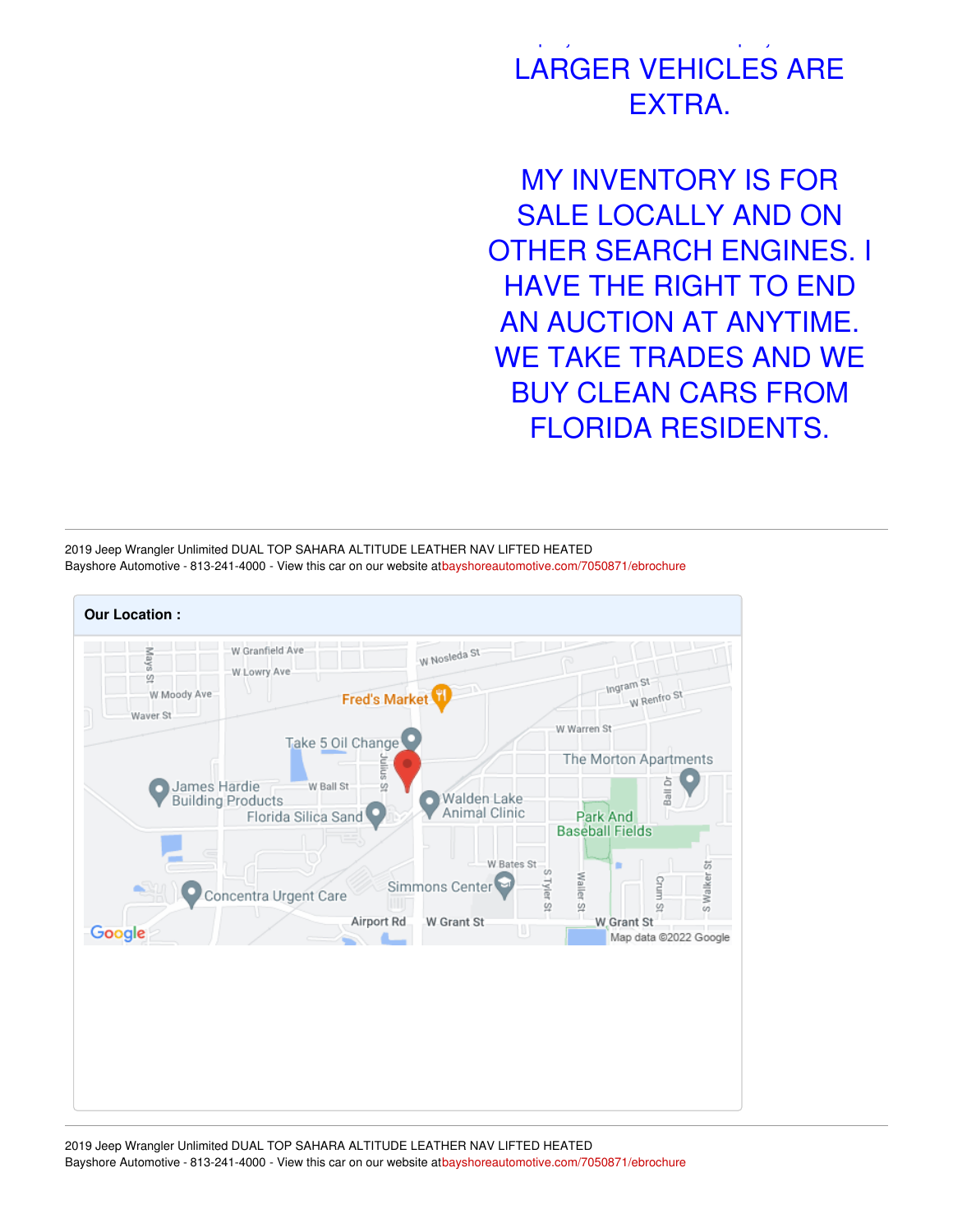LARGER VEHICLES ARE EXTRA.

MY INVENTORY IS FOR SALE LOCALLY AND ON OTHER SEARCH ENGINES. I HAVE THE RIGHT TO END AN AUCTION AT ANYTIME. WE TAKE TRADES AND WE BUY CLEAN CARS FROM FLORIDA RESIDENTS.

**Our Location :**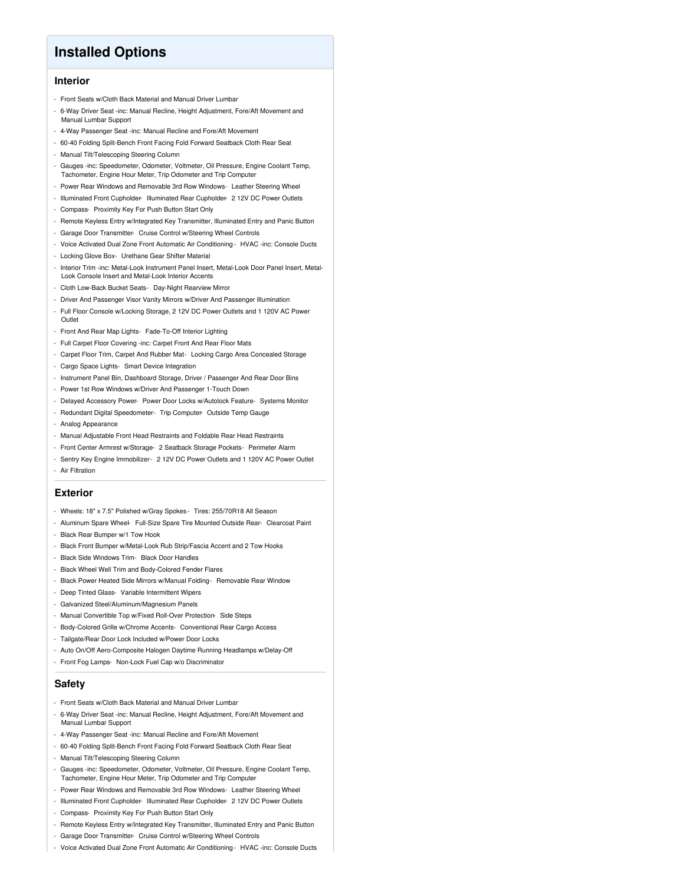# Installed Options

## Interior

- Front Seats w/Cloth Back Material and Manual Driver Lumbar
- 6-Way Driver Seat -inc: Manual Recline, Height Adjustment, Fore/Aft Movement and Manual Lumbar Support
- 4-Way Passenger Seat -inc: Manual Recline and Fore/Aft Movement
- 60-40 Folding Split-Bench Front Facing Fold Forward Seatback Cloth Rear Seat
- Manual Tilt/Telescoping Steering Column
- Gauges -inc: Speedometer, Odometer, Voltmeter, Oil Pressure, Engine Coolant Temp, Tachometer, Engine Hour Meter, Trip Odometer and Trip Computer
- Power Rear Windows and Removable 3rd Row Windows- Leather Steering Wheel
- Illuminated Front Cupholder- Illuminated Rear Cupholder- 2 12V DC Power Outlets
- Compass- Proximity Key For Push Button Start Only
- Remote Keyless Entry w/Integrated Key Transmitter, Illuminated Entry and Panic Button
- Garage Door Transmitter- Cruise Control w/Steering Wheel Controls
- Voice Activated Dual Zone Front Automatic Air Conditioning - HVAC -inc: Console Ducts
- Locking Glove Box- Urethane Gear Shifter Material
- Interior Trim -inc: Metal-Look Instrument Panel Insert, Metal-Look Door Panel Insert, Metal-Look Console Insert and Metal-Look Interior Accents
- Cloth Low-Back Bucket Seats- Day-Night Rearview Mirror
- Driver And Passenger Visor Vanity Mirrors w/Driver And Passenger Illumination
- Full Floor Console w/Locking Storage, 2 12V DC Power Outlets and 1 120V AC Power Outlet
- Front And Rear Map Lights- Fade-To-Off Interior Lighting
- Full Carpet Floor Covering -inc: Carpet Front And Rear Floor Mats
- Carpet Floor Trim, Carpet And Rubber Mat- Locking Cargo Area Concealed Storage
- Cargo Space Lights- Smart Device Integration
- Instrument Panel Bin, Dashboard Storage, Driver / Passenger And Rear Door Bins
- Power 1st Row Windows w/Driver And Passenger 1-Touch Down
- Delayed Accessory Power- Power Door Locks w/Autolock Feature- Systems Monitor
- Redundant Digital Speedometer- Trip Computer- Outside Temp Gauge
- Analog Appearance
- Manual Adjustable Front Head Restraints and Foldable Rear Head Restraints
- Front Center Armrest w/Storage- 2 Seatback Storage Pockets- Perimeter Alarm
- Sentry Key Engine Immobilizer - 2 12V DC Power Outlets and 1 120V AC Power Outlet
- Air Filtration

## Exterior

- Wheels: 18" x 7.5" Polished w/Gray Spokes - Tires: 255/70R18 All Season
- Aluminum Spare Wheel- Full-Size Spare Tire Mounted Outside Rear- Clearcoat Paint
- Black Rear Bumper w/1 Tow Hook
- Black Front Bumper w/Metal-Look Rub Strip/Fascia Accent and 2 Tow Hooks
- Black Side Windows Trim- Black Door Handles
- Black Wheel Well Trim and Body-Colored Fender Flares
- Black Power Heated Side Mirrors w/Manual Folding - Removable Rear Window
- Deep Tinted Glass- Variable Intermittent Wipers
- Galvanized Steel/Aluminum/Magnesium Panels
- Manual Convertible Top w/Fixed Roll-Over Protection- Side Steps
- Body-Colored Grille w/Chrome Accents- Conventional Rear Cargo Access
- Tailgate/Rear Door Lock Included w/Power Door Locks
- Auto On/Off Aero-Composite Halogen Daytime Running Headlamps w/Delay-Off
- Front Fog Lamps- Non-Lock Fuel Cap w/o Discriminator

## Safety

- Front Seats w/Cloth Back Material and Manual Driver Lumbar
- 6-Way Driver Seat -inc: Manual Recline, Height Adjustment, Fore/Aft Movement and Manual Lumbar Support
- 4-Way Passenger Seat -inc: Manual Recline and Fore/Aft Movement
- 60-40 Folding Split-Bench Front Facing Fold Forward Seatback Cloth Rear Seat
- Manual Tilt/Telescoping Steering Column
- Gauges -inc: Speedometer, Odometer, Voltmeter, Oil Pressure, Engine Coolant Temp, Tachometer, Engine Hour Meter, Trip Odometer and Trip Computer
- Power Rear Windows and Removable 3rd Row Windows- Leather Steering Wheel
- Illuminated Front Cupholder- Illuminated Rear Cupholder- 2 12V DC Power Outlets
- Compass- Proximity Key For Push Button Start Only
- Remote Keyless Entry w/Integrated Key Transmitter, Illuminated Entry and Panic Button
- Garage Door Transmitter- Cruise Control w/Steering Wheel Controls
- Voice Activated Dual Zone Front Automatic Air Conditioning - HVAC -inc: Console Ducts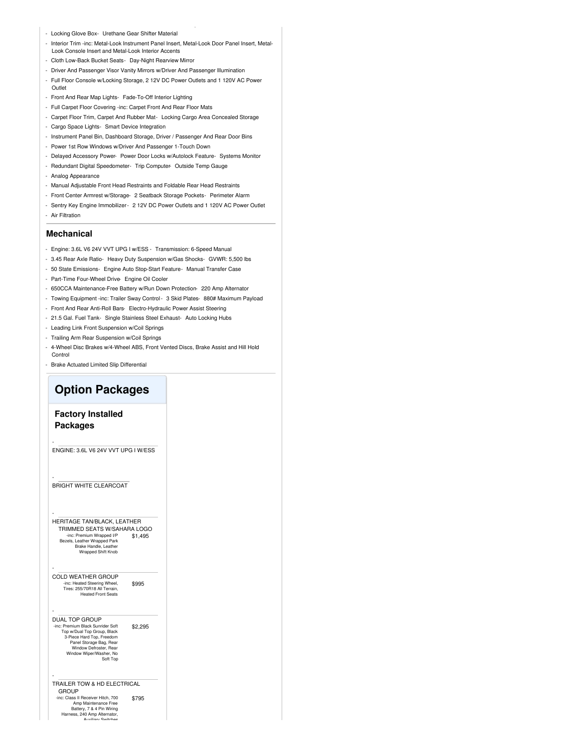- Locking Glove Box- Urethane Gear Shifter Material
- Interior Trim -inc: Metal-Look Instrument Panel Insert, Metal-Look Door Panel Insert, Metal-Look Console Insert and Metal-Look Interior Accents
- Cloth Low-Back Bucket Seats- Day-Night Rearview Mirror
- Driver And Passenger Visor Vanity Mirrors w/Driver And Passenger Illumination
- Full Floor Console w/Locking Storage, 2 12V DC Power Outlets and 1 120V AC Power Outlet
- Front And Rear Map Lights- Fade-To-Off Interior Lighting
- Full Carpet Floor Covering -inc: Carpet Front And Rear Floor Mats
- Carpet Floor Trim, Carpet And Rubber Mat- Locking Cargo Area Concealed Storage
- Cargo Space Lights- Smart Device Integration
- Instrument Panel Bin, Dashboard Storage, Driver / Passenger And Rear Door Bins
- Power 1st Row Windows w/Driver And Passenger 1-Touch Down
- Delayed Accessory Power- Power Door Locks w/Autolock Feature- Systems Monitor
- Redundant Digital Speedometer- Trip Computer- Outside Temp Gauge
- Analog Appearance
- Manual Adjustable Front Head Restraints and Foldable Rear Head Restraints
- Front Center Armrest w/Storage- 2 Seatback Storage Pockets- Perimeter Alarm
- Sentry Key Engine Immobilizer- 2 12V DC Power Outlets and 1 120V AC Power Outlet
- Air Filtration

### Mechanical

- Engine: 3.6L V6 24V VVT UPG I w/ESS - Transmission: 6-Speed Manual
- 3.45 Rear Axle Ratio- Heavy Duty Suspension w/Gas Shocks- GVWR: 5,500 lbs
- 50 State Emissions- Engine Auto Stop-Start Feature- Manual Transfer Case
- Part-Time Four-Wheel Drive- Engine Oil Cooler
- 650CCA Maintenance-Free Battery w/Run Down Protection- 220 Amp Alternator
- Towing Equipment -inc: Trailer Sway Control - 3 Skid Plates- 880# Maximum Payload
- Front And Rear Anti-Roll Bars- Electro-Hydraulic Power Assist Steering
- 21.5 Gal. Fuel Tank- Single Stainless Steel Exhaust- Auto Locking Hubs
- Leading Link Front Suspension w/Coil Springs
- Trailing Arm Rear Suspension w/Coil Springs
- 4-Wheel Disc Brakes w/4-Wheel ABS, Front Vented Discs, Brake Assist and Hill Hold Control
- Brake Actuated Limited Slip Differential

## Option Packages

### Factory Installed Packages

- ENGINE: 3.6L V6 24V VVT UPG I W/ESS

- BRIGHT WHITE CLEARCOAT

- HERITAGE TAN/BLACK, LEATHER TRIMMED SEATS W/SAHARA LOGO — $1,495
  -inc: Premium Wrapped I/P Bezels, Leather Wrapped Park Brake Handle, Leather Wrapped Shift Knob

- COLD WEATHER GROUP — $995
  -inc: Heated Steering Wheel, Tires: 255/70R18 All Terrain, Heated Front Seats

- DUAL TOP GROUP — $2,295
  -inc: Premium Black Sunrider Soft Top w/Dual Top Group, Black 3-Piece Hard Top, Freedom Panel Storage Bag, Rear Window Defroster, Rear Window Wiper/Washer, No Soft Top

- TRAILER TOW & HD ELECTRICAL GROUP — $795
  -inc: Class II Receiver Hitch, 700 Amp Maintenance Free Battery, 7 & 4 Pin Wiring Harness, 240 Amp Alternator, Auxiliary Switches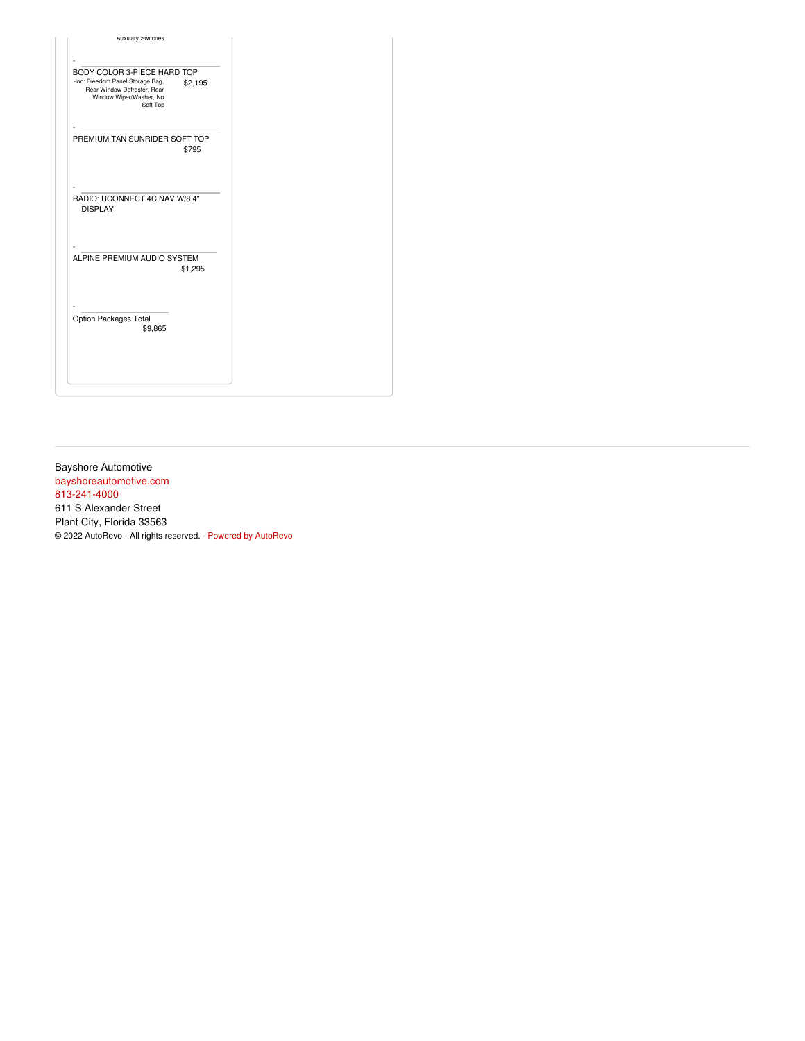Auxiliary Switches

-

BODY COLOR 3-PIECE HARD TOP
-inc: Freedom Panel Storage Bag, Rear Window Defroster, Rear Window Wiper/Washer, No Soft Top
$2,195

-

PREMIUM TAN SUNRIDER SOFT TOP
$795

-

RADIO: UCONNECT 4C NAV W/8.4" DISPLAY

-

ALPINE PREMIUM AUDIO SYSTEM
$1,295

-

Option Packages Total
$9,865

Bayshore Automotive
bayshoreautomotive.com
813-241-4000
611 S Alexander Street
Plant City, Florida 33563
© 2022 AutoRevo - All rights reserved. - Powered by AutoRevo